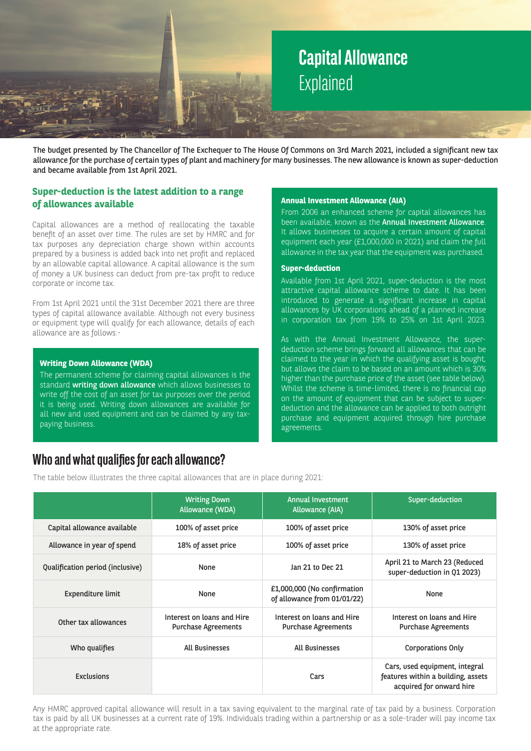# Capital Allowance Explained

**The budget presented by The Chancellor of The Exchequer to The House Of Commons on 3rd March 2021, included a significant new tax allowance for the purchase of certain types of plant and machinery for many businesses. The new allowance is known as super-deduction and became available from 1st April 2021.**

## Super-deduction is the latest addition to a range of allowances available

Capital allowances are a method of reallocating the taxable benefit of an asset over time. The rules are set by HMRC and for tax purposes any depreciation charge shown within accounts prepared by a business is added back into net profit and replaced by an allowable capital allowance. A capital allowance is the sum of money a UK business can deduct from pre-tax profit to reduce corporate or income tax.

From 1st April 2021 until the 31st December 2021 there are three types of capital allowance available. Although not every business or equipment type will qualify for each allowance, details of each allowance are as follows:-

### Writing Down Allowance (WDA)

The permanent scheme for claiming capital allowances is the standard **writing down allowance** which allows businesses to write off the cost of an asset for tax purposes over the period it is being used. Writing down allowances are available for all new and used equipment and can be claimed by any tax-paying business.

### Annual Investment Allowance (AIA)

From 2006 an enhanced scheme for capital allowances has been available, known as the **Annual Investment Allowance**. It allows businesses to acquire a certain amount of capital equipment each year (£1,000,000 in 2021) and claim the full allowance in the tax year that the equipment was purchased.

### Super-deduction

Available from 1st April 2021, super-deduction is the most attractive capital allowance scheme to date. It has been introduced to generate a significant increase in capital allowances by UK corporations ahead of a planned increase in corporation tax from 19% to 25% on 1st April 2023.

As with the Annual Investment Allowance, the super-deduction scheme brings forward all allowances that can be claimed to the year in which the qualifying asset is bought, but allows the claim to be based on an amount which is 30% higher than the purchase price of the asset (see table below). Whilst the scheme is time-limited, there is no financial cap on the amount of equipment that can be subject to super-deduction and the allowance can be applied to both outright purchase and equipment acquired through hire purchase agreements.

## Who and what qualifies for each allowance?

The table below illustrates the three capital allowances that are in place during 2021:

| | Writing Down Allowance (WDA) | Annual Investment Allowance (AIA) | Super-deduction |
|---|---|---|---|
| Capital allowance available | 100% of asset price | 100% of asset price | 130% of asset price |
| Allowance in year of spend | 18% of asset price | 100% of asset price | 130% of asset price |
| Qualification period (inclusive) | None | Jan 21 to Dec 21 | April 21 to March 23 (Reduced super-deduction in Q1 2023) |
| Expenditure limit | None | £1,000,000 (No confirmation of allowance from 01/01/22) | None |
| Other tax allowances | Interest on loans and Hire Purchase Agreements | Interest on loans and Hire Purchase Agreements | Interest on loans and Hire Purchase Agreements |
| Who qualifies | All Businesses | All Businesses | Corporations Only |
| Exclusions | | Cars | Cars, used equipment, integral features within a building, assets acquired for onward hire |

Any HMRC approved capital allowance will result in a tax saving equivalent to the marginal rate of tax paid by a business. Corporation tax is paid by all UK businesses at a current rate of 19%. Individuals trading within a partnership or as a sole-trader will pay income tax at the appropriate rate.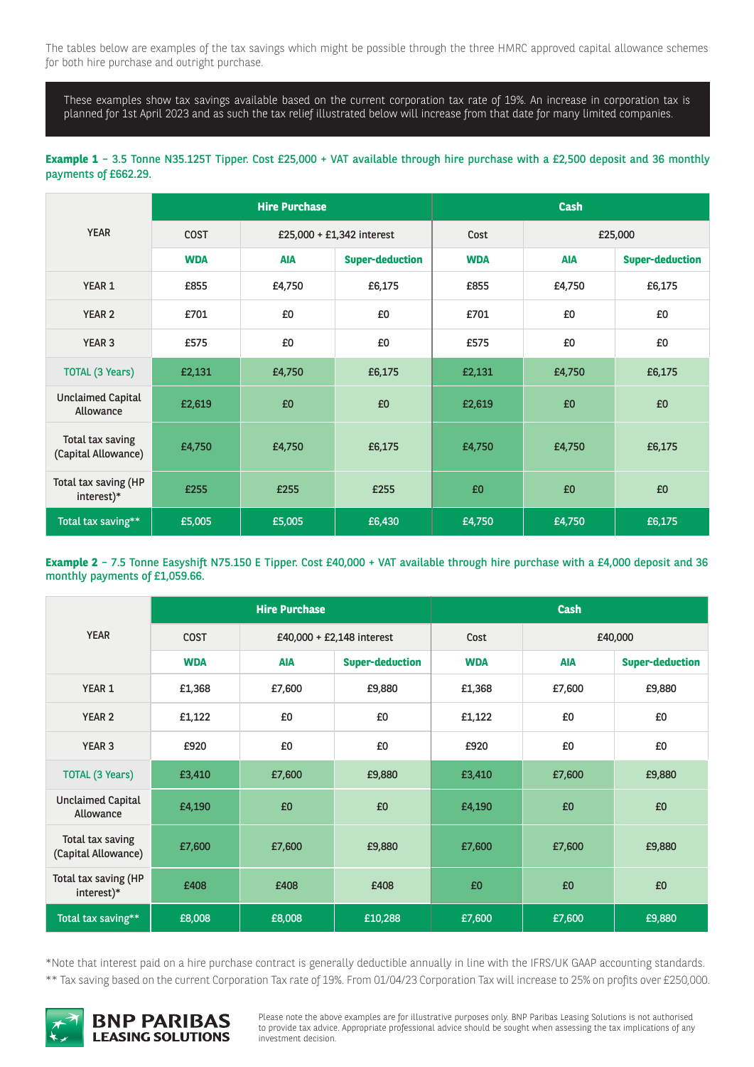The tables below are examples of the tax savings which might be possible through the three HMRC approved capital allowance schemes for both hire purchase and outright purchase.

These examples show tax savings available based on the current corporation tax rate of 19%. An increase in corporation tax is planned for 1st April 2023 and as such the tax relief illustrated below will increase from that date for many limited companies.

**Example 1** – 3.5 Tonne N35.125T Tipper. Cost £25,000 + VAT available through hire purchase with a £2,500 deposit and 36 monthly payments of £662.29.

| YEAR | Hire Purchase | | | Cash | | |
|---|---|---|---|---|---|---|
| | COST | £25,000 + £1,342 interest | | Cost | £25,000 | |
| | WDA | AIA | Super-deduction | WDA | AIA | Super-deduction |
| YEAR 1 | £855 | £4,750 | £6,175 | £855 | £4,750 | £6,175 |
| YEAR 2 | £701 | £0 | £0 | £701 | £0 | £0 |
| YEAR 3 | £575 | £0 | £0 | £575 | £0 | £0 |
| TOTAL (3 Years) | £2,131 | £4,750 | £6,175 | £2,131 | £4,750 | £6,175 |
| Unclaimed Capital Allowance | £2,619 | £0 | £0 | £2,619 | £0 | £0 |
| Total tax saving (Capital Allowance) | £4,750 | £4,750 | £6,175 | £4,750 | £4,750 | £6,175 |
| Total tax saving (HP interest)* | £255 | £255 | £255 | £0 | £0 | £0 |
| Total tax saving** | £5,005 | £5,005 | £6,430 | £4,750 | £4,750 | £6,175 |

**Example 2** – 7.5 Tonne Easyshift N75.150 E Tipper. Cost £40,000 + VAT available through hire purchase with a £4,000 deposit and 36 monthly payments of £1,059.66.

| YEAR | Hire Purchase | | | Cash | | |
|---|---|---|---|---|---|---|
| | COST | £40,000 + £2,148 interest | | Cost | £40,000 | |
| | WDA | AIA | Super-deduction | WDA | AIA | Super-deduction |
| YEAR 1 | £1,368 | £7,600 | £9,880 | £1,368 | £7,600 | £9,880 |
| YEAR 2 | £1,122 | £0 | £0 | £1,122 | £0 | £0 |
| YEAR 3 | £920 | £0 | £0 | £920 | £0 | £0 |
| TOTAL (3 Years) | £3,410 | £7,600 | £9,880 | £3,410 | £7,600 | £9,880 |
| Unclaimed Capital Allowance | £4,190 | £0 | £0 | £4,190 | £0 | £0 |
| Total tax saving (Capital Allowance) | £7,600 | £7,600 | £9,880 | £7,600 | £7,600 | £9,880 |
| Total tax saving (HP interest)* | £408 | £408 | £408 | £0 | £0 | £0 |
| Total tax saving** | £8,008 | £8,008 | £10,288 | £7,600 | £7,600 | £9,880 |

*Note that interest paid on a hire purchase contract is generally deductible annually in line with the IFRS/UK GAAP accounting standards.

** Tax saving based on the current Corporation Tax rate of 19%. From 01/04/23 Corporation Tax will increase to 25% on profits over £250,000.

BNP PARIBAS LEASING SOLUTIONS

Please note the above examples are for illustrative purposes only. BNP Paribas Leasing Solutions is not authorised to provide tax advice. Appropriate professional advice should be sought when assessing the tax implications of any investment decision.